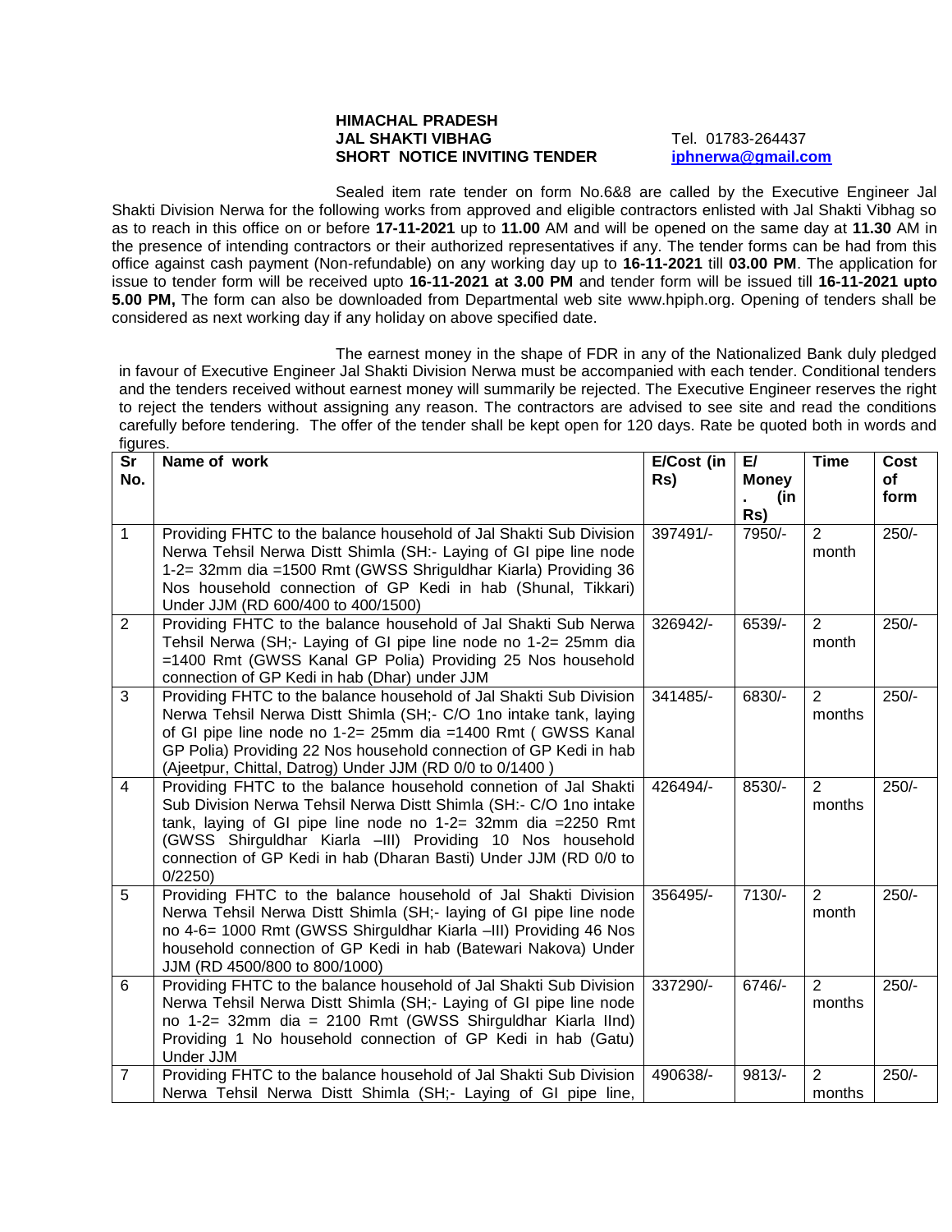**HIMACHAL PRADESH**
**JAL SHAKTI VIBHAG**
**SHORT NOTICE INVITING TENDER**

Tel. 01783-264437
**iphnerwa@gmail.com**

Sealed item rate tender on form No.6&8 are called by the Executive Engineer Jal Shakti Division Nerwa for the following works from approved and eligible contractors enlisted with Jal Shakti Vibhag so as to reach in this office on or before **17-11-2021** up to **11.00** AM and will be opened on the same day at **11.30** AM in the presence of intending contractors or their authorized representatives if any. The tender forms can be had from this office against cash payment (Non-refundable) on any working day up to **16-11-2021** till **03.00 PM**. The application for issue to tender form will be received upto **16-11-2021 at 3.00 PM** and tender form will be issued till **16-11-2021 upto 5.00 PM,** The form can also be downloaded from Departmental web site www.hpiph.org. Opening of tenders shall be considered as next working day if any holiday on above specified date.

The earnest money in the shape of FDR in any of the Nationalized Bank duly pledged in favour of Executive Engineer Jal Shakti Division Nerwa must be accompanied with each tender. Conditional tenders and the tenders received without earnest money will summarily be rejected. The Executive Engineer reserves the right to reject the tenders without assigning any reason. The contractors are advised to see site and read the conditions carefully before tendering. The offer of the tender shall be kept open for 120 days. Rate be quoted both in words and figures.

| Sr No. | Name of work | E/Cost (in Rs) | E/ Money. (in Rs) | Time | Cost of form |
|---|---|---|---|---|---|
| 1 | Providing FHTC to the balance household of Jal Shakti Sub Division Nerwa Tehsil Nerwa Distt Shimla (SH:- Laying of GI pipe line node 1-2= 32mm dia =1500 Rmt (GWSS Shriguldhar Kiarla) Providing 36 Nos household connection of GP Kedi in hab (Shunal, Tikkari) Under JJM (RD 600/400 to 400/1500) | 397491/- | 7950/- | 2 month | 250/- |
| 2 | Providing FHTC to the balance household of Jal Shakti Sub Nerwa Tehsil Nerwa (SH;- Laying of GI pipe line node no 1-2= 25mm dia =1400 Rmt (GWSS Kanal GP Polia) Providing 25 Nos household connection of GP Kedi in hab (Dhar) under JJM | 326942/- | 6539/- | 2 month | 250/- |
| 3 | Providing FHTC to the balance household of Jal Shakti Sub Division Nerwa Tehsil Nerwa Distt Shimla (SH;- C/O 1no intake tank, laying of GI pipe line node no 1-2= 25mm dia =1400 Rmt ( GWSS Kanal GP Polia) Providing 22 Nos household connection of GP Kedi in hab (Ajeetpur, Chittal, Datrog) Under JJM (RD 0/0 to 0/1400 ) | 341485/- | 6830/- | 2 months | 250/- |
| 4 | Providing FHTC to the balance household connetion of Jal Shakti Sub Division Nerwa Tehsil Nerwa Distt Shimla (SH:- C/O 1no intake tank, laying of GI pipe line node no 1-2= 32mm dia =2250 Rmt (GWSS Shirguldhar Kiarla –III) Providing 10 Nos household connection of GP Kedi in hab (Dharan Basti) Under JJM (RD 0/0 to 0/2250) | 426494/- | 8530/- | 2 months | 250/- |
| 5 | Providing FHTC to the balance household of Jal Shakti Division Nerwa Tehsil Nerwa Distt Shimla (SH;- laying of GI pipe line node no 4-6= 1000 Rmt (GWSS Shirguldhar Kiarla –III) Providing 46 Nos household connection of GP Kedi in hab (Batewari Nakova) Under JJM (RD 4500/800 to 800/1000) | 356495/- | 7130/- | 2 month | 250/- |
| 6 | Providing FHTC to the balance household of Jal Shakti Sub Division Nerwa Tehsil Nerwa Distt Shimla (SH;- Laying of GI pipe line node no 1-2= 32mm dia = 2100 Rmt (GWSS Shirguldhar Kiarla IInd) Providing 1 No household connection of GP Kedi in hab (Gatu) Under JJM | 337290/- | 6746/- | 2 months | 250/- |
| 7 | Providing FHTC to the balance household of Jal Shakti Sub Division Nerwa Tehsil Nerwa Distt Shimla (SH;- Laying of GI pipe line, | 490638/- | 9813/- | 2 months | 250/- |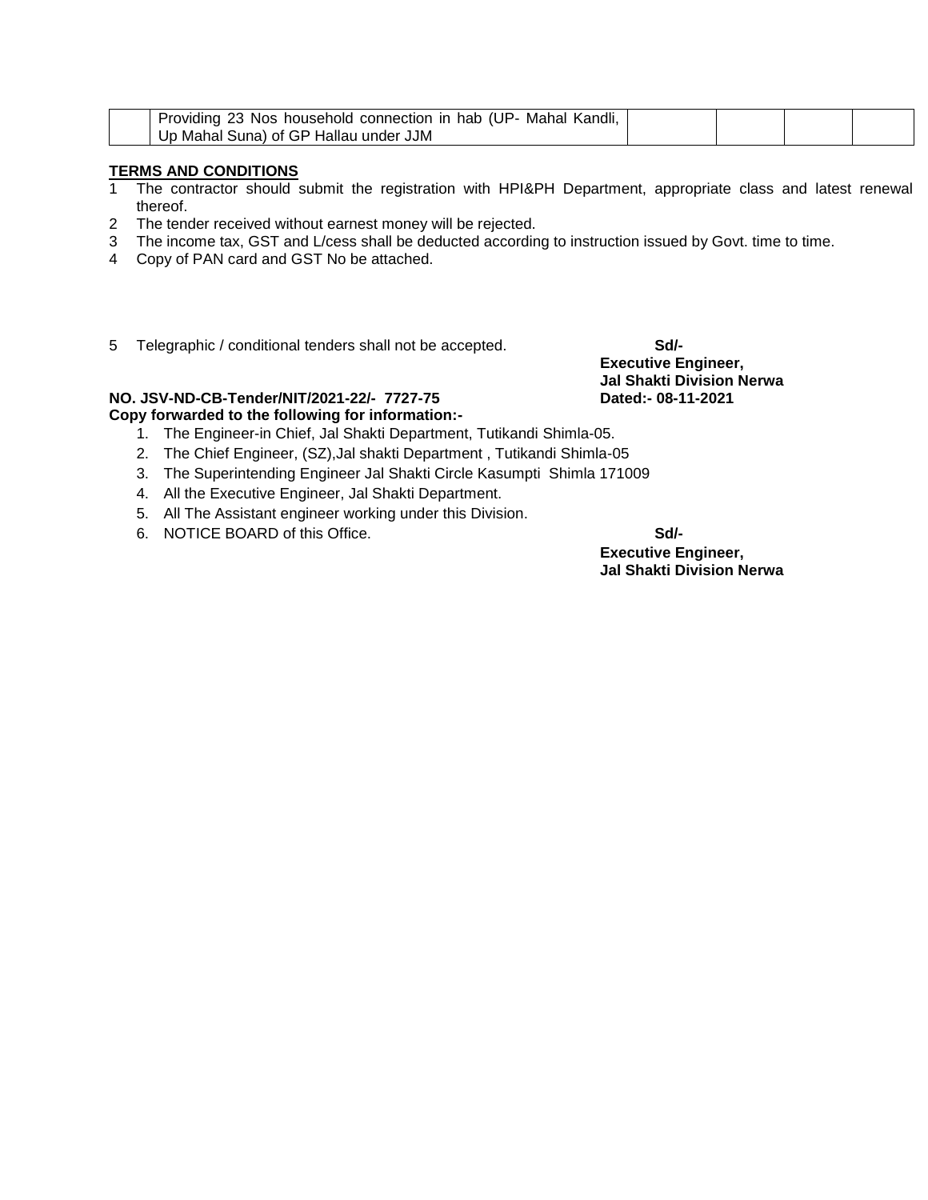| | | | | | |
|---|---|---|---|---|---|
| | Providing 23 Nos household connection in hab (UP- Mahal Kandli, Up Mahal Suna) of GP Hallau under JJM | | | | |

**TERMS AND CONDITIONS**

1. The contractor should submit the registration with HPI&PH Department, appropriate class and latest renewal thereof.
2. The tender received without earnest money will be rejected.
3. The income tax, GST and L/cess shall be deducted according to instruction issued by Govt. time to time.
4. Copy of PAN card and GST No be attached.
5. Telegraphic / conditional tenders shall not be accepted.

**Sd/-**
**Executive Engineer,**
**Jal Shakti Division Nerwa**

**NO. JSV-ND-CB-Tender/NIT/2021-22/- 7727-75** **Dated:- 08-11-2021**

**Copy forwarded to the following for information:-**

1. The Engineer-in Chief, Jal Shakti Department, Tutikandi Shimla-05.
2. The Chief Engineer, (SZ),Jal shakti Department , Tutikandi Shimla-05
3. The Superintending Engineer Jal Shakti Circle Kasumpti Shimla 171009
4. All the Executive Engineer, Jal Shakti Department.
5. All The Assistant engineer working under this Division.
6. NOTICE BOARD of this Office.

**Sd/-**
**Executive Engineer,**
**Jal Shakti Division Nerwa**